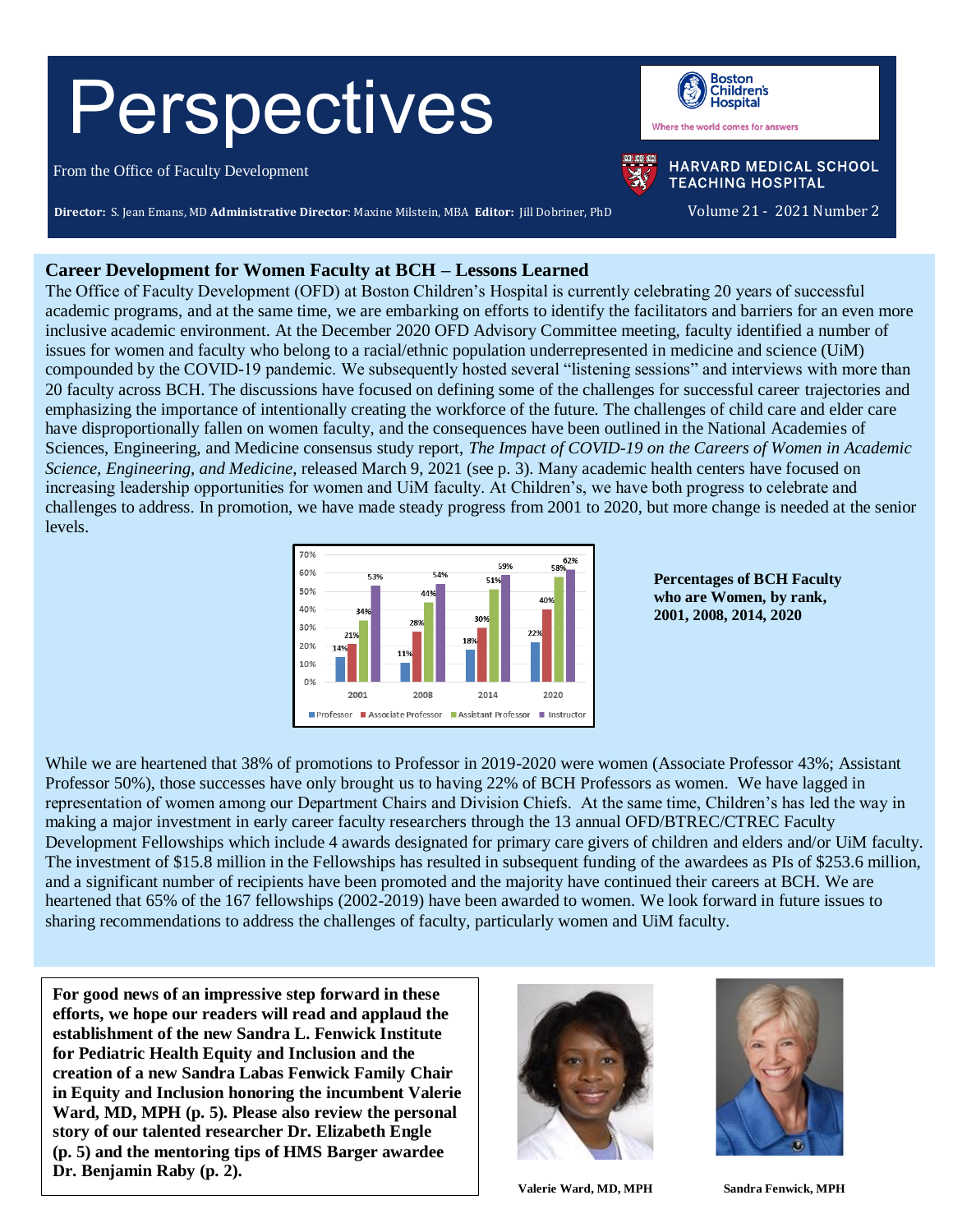# Perspectives

From the Office of Faculty Development

Boston Children's Hospital — Where the world comes for answers

HARVARD MEDICAL SCHOOL TEACHING HOSPITAL

**Director:** S. Jean Emans, MD **Administrative Director**: Maxine Milstein, MBA **Editor:** Jill Dobriner, PhD

Volume 21 - 2021 Number 2

## Career Development for Women Faculty at BCH – Lessons Learned

The Office of Faculty Development (OFD) at Boston Children's Hospital is currently celebrating 20 years of successful academic programs, and at the same time, we are embarking on efforts to identify the facilitators and barriers for an even more inclusive academic environment. At the December 2020 OFD Advisory Committee meeting, faculty identified a number of issues for women and faculty who belong to a racial/ethnic population underrepresented in medicine and science (UiM) compounded by the COVID-19 pandemic. We subsequently hosted several "listening sessions" and interviews with more than 20 faculty across BCH. The discussions have focused on defining some of the challenges for successful career trajectories and emphasizing the importance of intentionally creating the workforce of the future. The challenges of child care and elder care have disproportionally fallen on women faculty, and the consequences have been outlined in the National Academies of Sciences, Engineering, and Medicine consensus study report, *The Impact of COVID-19 on the Careers of Women in Academic Science, Engineering, and Medicine*, released March 9, 2021 (see p. 3). Many academic health centers have focused on increasing leadership opportunities for women and UiM faculty. At Children's, we have both progress to celebrate and challenges to address. In promotion, we have made steady progress from 2001 to 2020, but more change is needed at the senior levels.

| Year | Professor | Associate Professor | Assistant Professor | Instructor |
|---|---|---|---|---|
| 2001 | 14% | 21% | 34% | 53% |
| 2008 | 11% | 28% | 44% | 54% |
| 2014 | 18% | 30% | 51% | 59% |
| 2020 | 22% | 40% | 58% | 62% |

**Percentages of BCH Faculty who are Women, by rank, 2001, 2008, 2014, 2020**

While we are heartened that 38% of promotions to Professor in 2019-2020 were women (Associate Professor 43%; Assistant Professor 50%), those successes have only brought us to having 22% of BCH Professors as women. We have lagged in representation of women among our Department Chairs and Division Chiefs. At the same time, Children's has led the way in making a major investment in early career faculty researchers through the 13 annual OFD/BTREC/CTREC Faculty Development Fellowships which include 4 awards designated for primary care givers of children and elders and/or UiM faculty. The investment of $15.8 million in the Fellowships has resulted in subsequent funding of the awardees as PIs of $253.6 million, and a significant number of recipients have been promoted and the majority have continued their careers at BCH. We are heartened that 65% of the 167 fellowships (2002-2019) have been awarded to women. We look forward in future issues to sharing recommendations to address the challenges of faculty, particularly women and UiM faculty.

**For good news of an impressive step forward in these efforts, we hope our readers will read and applaud the establishment of the new Sandra L. Fenwick Institute for Pediatric Health Equity and Inclusion and the creation of a new Sandra Labas Fenwick Family Chair in Equity and Inclusion honoring the incumbent Valerie Ward, MD, MPH (p. 5). Please also review the personal story of our talented researcher Dr. Elizabeth Engle (p. 5) and the mentoring tips of HMS Barger awardee Dr. Benjamin Raby (p. 2).**

**Valerie Ward, MD, MPH**

**Sandra Fenwick, MPH**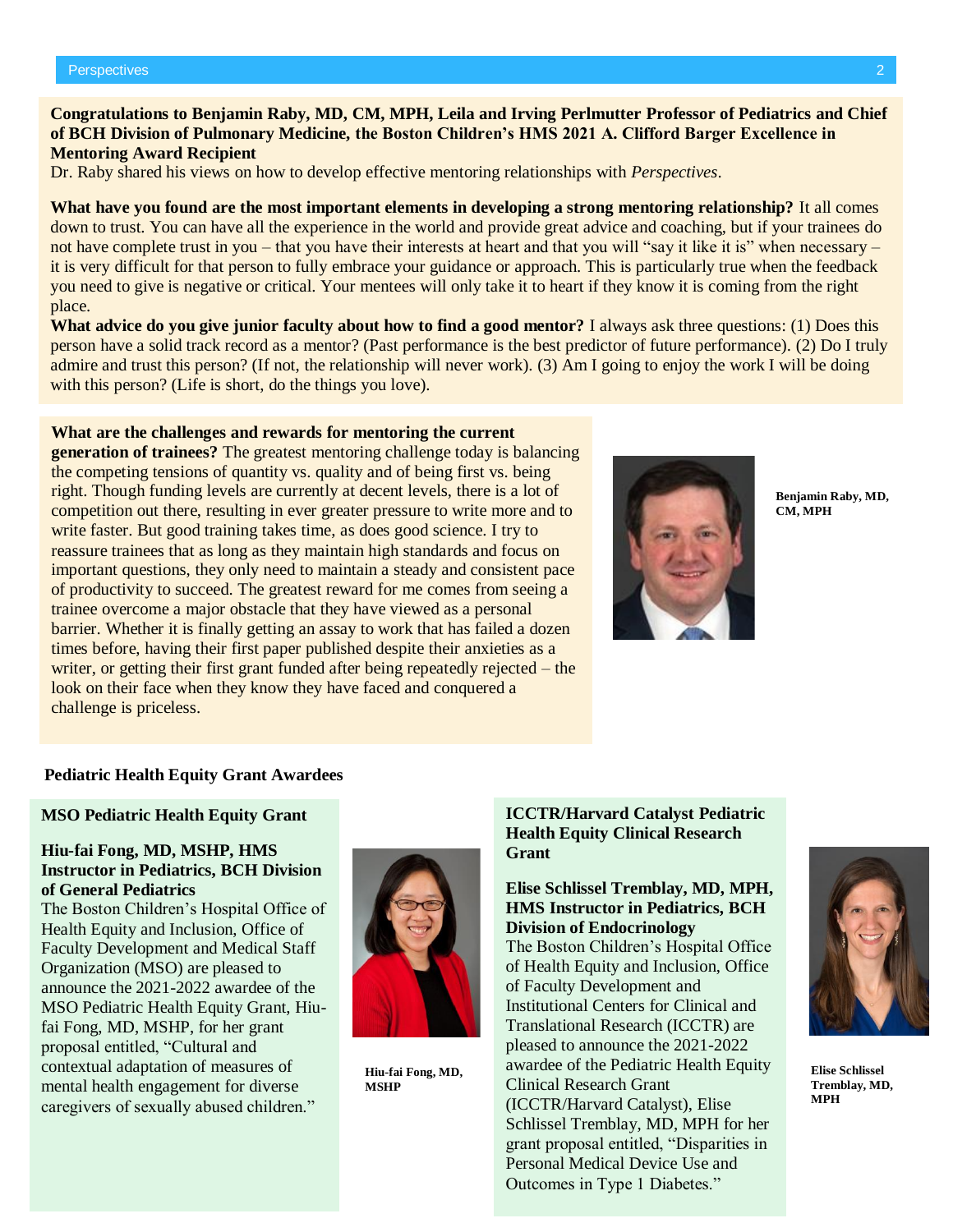**Congratulations to Benjamin Raby, MD, CM, MPH, Leila and Irving Perlmutter Professor of Pediatrics and Chief of BCH Division of Pulmonary Medicine, the Boston Children's HMS 2021 A. Clifford Barger Excellence in Mentoring Award Recipient**

Dr. Raby shared his views on how to develop effective mentoring relationships with *Perspectives*.

**What have you found are the most important elements in developing a strong mentoring relationship?** It all comes down to trust. You can have all the experience in the world and provide great advice and coaching, but if your trainees do not have complete trust in you – that you have their interests at heart and that you will "say it like it is" when necessary – it is very difficult for that person to fully embrace your guidance or approach. This is particularly true when the feedback you need to give is negative or critical. Your mentees will only take it to heart if they know it is coming from the right place.

**What advice do you give junior faculty about how to find a good mentor?** I always ask three questions: (1) Does this person have a solid track record as a mentor? (Past performance is the best predictor of future performance). (2) Do I truly admire and trust this person? (If not, the relationship will never work). (3) Am I going to enjoy the work I will be doing with this person? (Life is short, do the things you love).

**What are the challenges and rewards for mentoring the current generation of trainees?** The greatest mentoring challenge today is balancing the competing tensions of quantity vs. quality and of being first vs. being right. Though funding levels are currently at decent levels, there is a lot of competition out there, resulting in ever greater pressure to write more and to write faster. But good training takes time, as does good science. I try to reassure trainees that as long as they maintain high standards and focus on important questions, they only need to maintain a steady and consistent pace of productivity to succeed. The greatest reward for me comes from seeing a trainee overcome a major obstacle that they have viewed as a personal barrier. Whether it is finally getting an assay to work that has failed a dozen times before, having their first paper published despite their anxieties as a writer, or getting their first grant funded after being repeatedly rejected – the look on their face when they know they have faced and conquered a challenge is priceless.

**Benjamin Raby, MD, CM, MPH**

## Pediatric Health Equity Grant Awardees

### MSO Pediatric Health Equity Grant

**Hiu-fai Fong, MD, MSHP, HMS Instructor in Pediatrics, BCH Division of General Pediatrics**

The Boston Children's Hospital Office of Health Equity and Inclusion, Office of Faculty Development and Medical Staff Organization (MSO) are pleased to announce the 2021-2022 awardee of the MSO Pediatric Health Equity Grant, Hiu-fai Fong, MD, MSHP, for her grant proposal entitled, "Cultural and contextual adaptation of measures of mental health engagement for diverse caregivers of sexually abused children."

**Hiu-fai Fong, MD, MSHP**

### ICCTR/Harvard Catalyst Pediatric Health Equity Clinical Research Grant

**Elise Schlissel Tremblay, MD, MPH, HMS Instructor in Pediatrics, BCH Division of Endocrinology**

The Boston Children's Hospital Office of Health Equity and Inclusion, Office of Faculty Development and Institutional Centers for Clinical and Translational Research (ICCTR) are pleased to announce the 2021-2022 awardee of the Pediatric Health Equity Clinical Research Grant (ICCTR/Harvard Catalyst), Elise Schlissel Tremblay, MD, MPH for her grant proposal entitled, "Disparities in Personal Medical Device Use and Outcomes in Type 1 Diabetes."

**Elise Schlissel Tremblay, MD, MPH**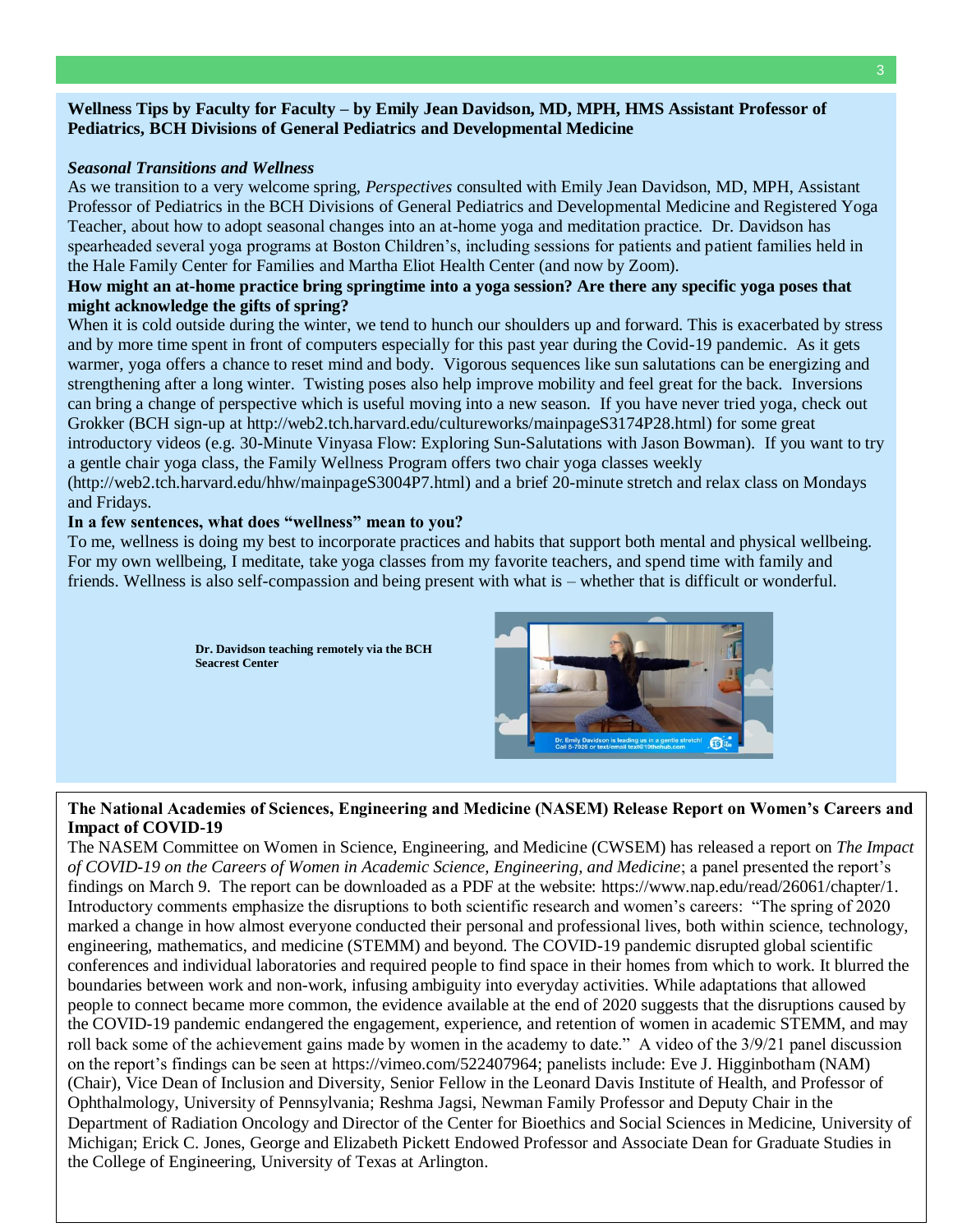**Wellness Tips by Faculty for Faculty – by Emily Jean Davidson, MD, MPH, HMS Assistant Professor of Pediatrics, BCH Divisions of General Pediatrics and Developmental Medicine**

***Seasonal Transitions and Wellness***

As we transition to a very welcome spring, *Perspectives* consulted with Emily Jean Davidson, MD, MPH, Assistant Professor of Pediatrics in the BCH Divisions of General Pediatrics and Developmental Medicine and Registered Yoga Teacher, about how to adopt seasonal changes into an at-home yoga and meditation practice. Dr. Davidson has spearheaded several yoga programs at Boston Children's, including sessions for patients and patient families held in the Hale Family Center for Families and Martha Eliot Health Center (and now by Zoom).

**How might an at-home practice bring springtime into a yoga session? Are there any specific yoga poses that might acknowledge the gifts of spring?**

When it is cold outside during the winter, we tend to hunch our shoulders up and forward. This is exacerbated by stress and by more time spent in front of computers especially for this past year during the Covid-19 pandemic. As it gets warmer, yoga offers a chance to reset mind and body. Vigorous sequences like sun salutations can be energizing and strengthening after a long winter. Twisting poses also help improve mobility and feel great for the back. Inversions can bring a change of perspective which is useful moving into a new season. If you have never tried yoga, check out Grokker (BCH sign-up at http://web2.tch.harvard.edu/cultureworks/mainpageS3174P28.html) for some great introductory videos (e.g. 30-Minute Vinyasa Flow: Exploring Sun-Salutations with Jason Bowman). If you want to try a gentle chair yoga class, the Family Wellness Program offers two chair yoga classes weekly (http://web2.tch.harvard.edu/hhw/mainpageS3004P7.html) and a brief 20-minute stretch and relax class on Mondays and Fridays.

**In a few sentences, what does "wellness" mean to you?**

To me, wellness is doing my best to incorporate practices and habits that support both mental and physical wellbeing. For my own wellbeing, I meditate, take yoga classes from my favorite teachers, and spend time with family and friends. Wellness is also self-compassion and being present with what is – whether that is difficult or wonderful.

**Dr. Davidson teaching remotely via the BCH Seacrest Center**

**The National Academies of Sciences, Engineering and Medicine (NASEM) Release Report on Women's Careers and Impact of COVID-19**

The NASEM Committee on Women in Science, Engineering, and Medicine (CWSEM) has released a report on *The Impact of COVID-19 on the Careers of Women in Academic Science, Engineering, and Medicine*; a panel presented the report's findings on March 9. The report can be downloaded as a PDF at the website: https://www.nap.edu/read/26061/chapter/1. Introductory comments emphasize the disruptions to both scientific research and women's careers: "The spring of 2020 marked a change in how almost everyone conducted their personal and professional lives, both within science, technology, engineering, mathematics, and medicine (STEMM) and beyond. The COVID-19 pandemic disrupted global scientific conferences and individual laboratories and required people to find space in their homes from which to work. It blurred the boundaries between work and non-work, infusing ambiguity into everyday activities. While adaptations that allowed people to connect became more common, the evidence available at the end of 2020 suggests that the disruptions caused by the COVID-19 pandemic endangered the engagement, experience, and retention of women in academic STEMM, and may roll back some of the achievement gains made by women in the academy to date." A video of the 3/9/21 panel discussion on the report's findings can be seen at https://vimeo.com/522407964; panelists include: Eve J. Higginbotham (NAM) (Chair), Vice Dean of Inclusion and Diversity, Senior Fellow in the Leonard Davis Institute of Health, and Professor of Ophthalmology, University of Pennsylvania; Reshma Jagsi, Newman Family Professor and Deputy Chair in the Department of Radiation Oncology and Director of the Center for Bioethics and Social Sciences in Medicine, University of Michigan; Erick C. Jones, George and Elizabeth Pickett Endowed Professor and Associate Dean for Graduate Studies in the College of Engineering, University of Texas at Arlington.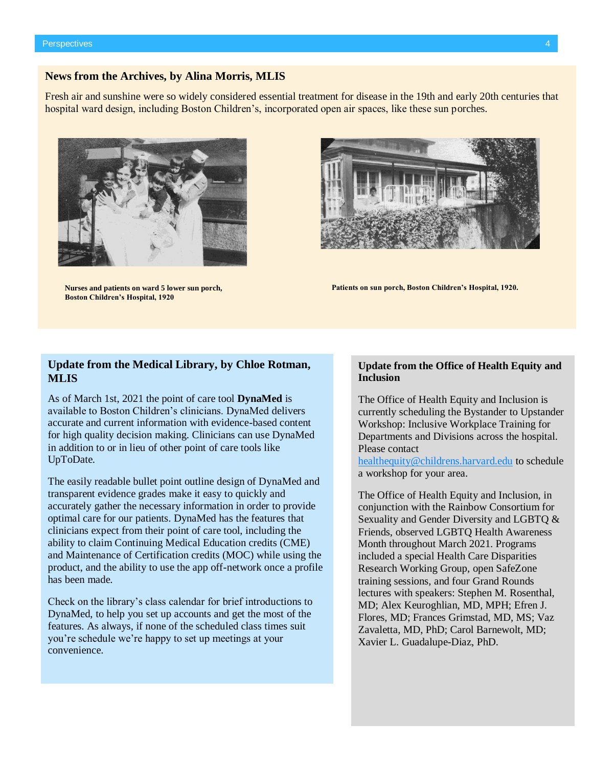## News from the Archives, by Alina Morris, MLIS

Fresh air and sunshine were so widely considered essential treatment for disease in the 19th and early 20th centuries that hospital ward design, including Boston Children's, incorporated open air spaces, like these sun porches.

**Nurses and patients on ward 5 lower sun porch, Boston Children's Hospital, 1920**

**Patients on sun porch, Boston Children's Hospital, 1920.**

## Update from the Medical Library, by Chloe Rotman, MLIS

As of March 1st, 2021 the point of care tool **DynaMed** is available to Boston Children's clinicians. DynaMed delivers accurate and current information with evidence-based content for high quality decision making. Clinicians can use DynaMed in addition to or in lieu of other point of care tools like UpToDate.

The easily readable bullet point outline design of DynaMed and transparent evidence grades make it easy to quickly and accurately gather the necessary information in order to provide optimal care for our patients. DynaMed has the features that clinicians expect from their point of care tool, including the ability to claim Continuing Medical Education credits (CME) and Maintenance of Certification credits (MOC) while using the product, and the ability to use the app off-network once a profile has been made.

Check on the library's class calendar for brief introductions to DynaMed, to help you set up accounts and get the most of the features. As always, if none of the scheduled class times suit you're schedule we're happy to set up meetings at your convenience.

## Update from the Office of Health Equity and Inclusion

The Office of Health Equity and Inclusion is currently scheduling the Bystander to Upstander Workshop: Inclusive Workplace Training for Departments and Divisions across the hospital. Please contact healthequity@childrens.harvard.edu to schedule a workshop for your area.

The Office of Health Equity and Inclusion, in conjunction with the Rainbow Consortium for Sexuality and Gender Diversity and LGBTQ & Friends, observed LGBTQ Health Awareness Month throughout March 2021. Programs included a special Health Care Disparities Research Working Group, open SafeZone training sessions, and four Grand Rounds lectures with speakers: Stephen M. Rosenthal, MD; Alex Keuroghlian, MD, MPH; Efren J. Flores, MD; Frances Grimstad, MD, MS; Vaz Zavaletta, MD, PhD; Carol Barnewolt, MD; Xavier L. Guadalupe-Diaz, PhD.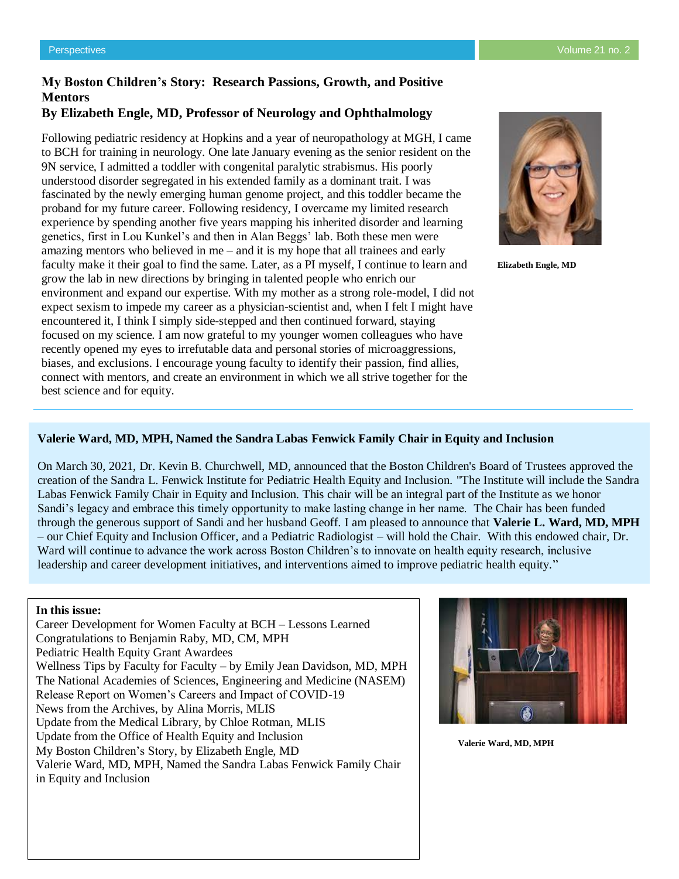## My Boston Children's Story: Research Passions, Growth, and Positive Mentors

### By Elizabeth Engle, MD, Professor of Neurology and Ophthalmology

Following pediatric residency at Hopkins and a year of neuropathology at MGH, I came to BCH for training in neurology. One late January evening as the senior resident on the 9N service, I admitted a toddler with congenital paralytic strabismus. His poorly understood disorder segregated in his extended family as a dominant trait. I was fascinated by the newly emerging human genome project, and this toddler became the proband for my future career. Following residency, I overcame my limited research experience by spending another five years mapping his inherited disorder and learning genetics, first in Lou Kunkel's and then in Alan Beggs' lab. Both these men were amazing mentors who believed in me – and it is my hope that all trainees and early faculty make it their goal to find the same. Later, as a PI myself, I continue to learn and grow the lab in new directions by bringing in talented people who enrich our environment and expand our expertise. With my mother as a strong role-model, I did not expect sexism to impede my career as a physician-scientist and, when I felt I might have encountered it, I think I simply side-stepped and then continued forward, staying focused on my science. I am now grateful to my younger women colleagues who have recently opened my eyes to irrefutable data and personal stories of microaggressions, biases, and exclusions. I encourage young faculty to identify their passion, find allies, connect with mentors, and create an environment in which we all strive together for the best science and for equity.

**Elizabeth Engle, MD**

---

## Valerie Ward, MD, MPH, Named the Sandra Labas Fenwick Family Chair in Equity and Inclusion

On March 30, 2021, Dr. Kevin B. Churchwell, MD, announced that the Boston Children's Board of Trustees approved the creation of the Sandra L. Fenwick Institute for Pediatric Health Equity and Inclusion. "The Institute will include the Sandra Labas Fenwick Family Chair in Equity and Inclusion. This chair will be an integral part of the Institute as we honor Sandi's legacy and embrace this timely opportunity to make lasting change in her name. The Chair has been funded through the generous support of Sandi and her husband Geoff. I am pleased to announce that **Valerie L. Ward, MD, MPH** – our Chief Equity and Inclusion Officer, and a Pediatric Radiologist – will hold the Chair. With this endowed chair, Dr. Ward will continue to advance the work across Boston Children's to innovate on health equity research, inclusive leadership and career development initiatives, and interventions aimed to improve pediatric health equity."

**In this issue:**

Career Development for Women Faculty at BCH – Lessons Learned
Congratulations to Benjamin Raby, MD, CM, MPH
Pediatric Health Equity Grant Awardees
Wellness Tips by Faculty for Faculty – by Emily Jean Davidson, MD, MPH
The National Academies of Sciences, Engineering and Medicine (NASEM) Release Report on Women's Careers and Impact of COVID-19
News from the Archives, by Alina Morris, MLIS
Update from the Medical Library, by Chloe Rotman, MLIS
Update from the Office of Health Equity and Inclusion
My Boston Children's Story, by Elizabeth Engle, MD
Valerie Ward, MD, MPH, Named the Sandra Labas Fenwick Family Chair in Equity and Inclusion

**Valerie Ward, MD, MPH**